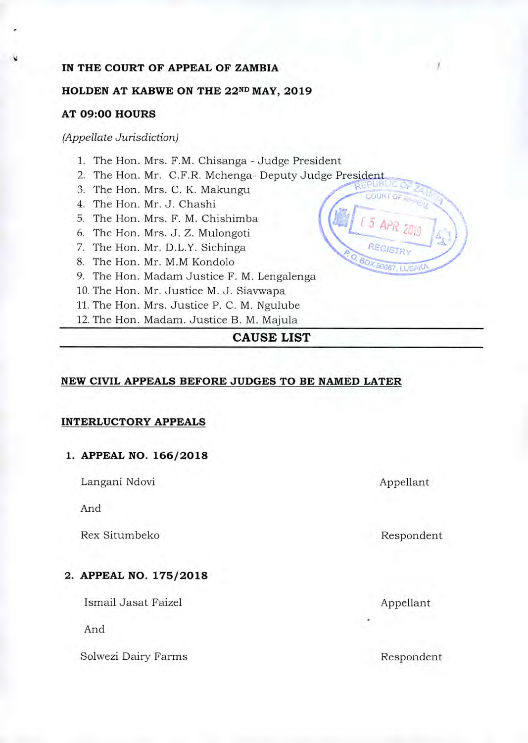**IN THE COURT OF APPEAL OF ZAMBIA**

**HOLDEN AT KABWE ON THE 22ND MAY, 2019**

**AT 09:00 HOURS**

*(Appellate Jurisdiction)*

1. The Hon. Mrs. F.M. Chisanga - Judge President
2. The Hon. Mr. C.F.R. Mchenga- Deputy Judge President
3. The Hon. Mrs. C. K. Makungu
4. The Hon. Mr. J. Chashi
5. The Hon. Mrs. F. M. Chishimba
6. The Hon. Mrs. J. Z. Mulongoti
7. The Hon. Mr. D.L.Y. Sichinga
8. The Hon. Mr. M.M Kondolo
9. The Hon. Madam Justice F. M. Lengalenga
10. The Hon. Mr. Justice M. J. Siavwapa
11. The Hon. Mrs. Justice P. C. M. Ngulube
12. The Hon. Madam. Justice B. M. Majula

## CAUSE LIST

**NEW CIVIL APPEALS BEFORE JUDGES TO BE NAMED LATER**

**INTERLUCTORY APPEALS**

**1. APPEAL NO. 166/2018**

Langani Ndovi — Appellant

And

Rex Situmbeko — Respondent

**2. APPEAL NO. 175/2018**

Ismail Jasat Faizel — Appellant

And

Solwezi Dairy Farms — Respondent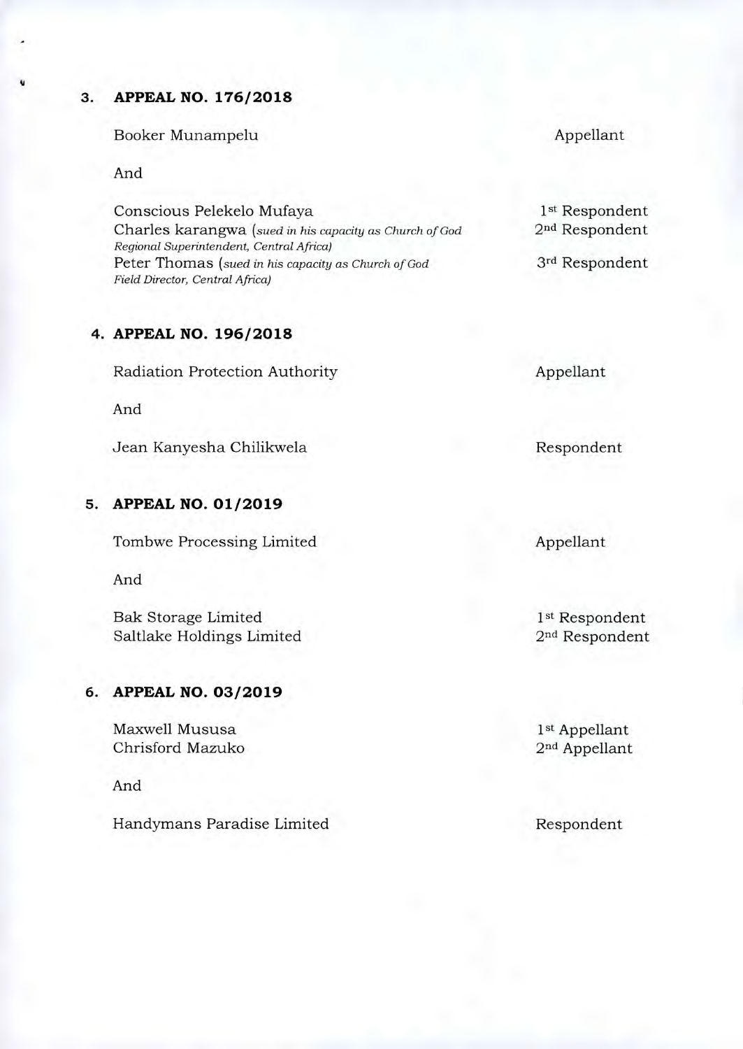3. **APPEAL NO. 176/2018**

| | |
|---|---|
| Booker Munampelu | Appellant |
| And | |
| Conscious Pelekelo Mufaya | 1st Respondent |
| Charles karangwa (*sued in his capacity as Church of God Regional Superintendent, Central Africa)* | 2nd Respondent |
| Peter Thomas (*sued in his capacity as Church of God Field Director, Central Africa)* | 3rd Respondent |

4. **APPEAL NO. 196/2018**

| | |
|---|---|
| Radiation Protection Authority | Appellant |
| And | |
| Jean Kanyesha Chilikwela | Respondent |

5. **APPEAL NO. 01/2019**

| | |
|---|---|
| Tombwe Processing Limited | Appellant |
| And | |
| Bak Storage Limited | 1st Respondent |
| Saltlake Holdings Limited | 2nd Respondent |

6. **APPEAL NO. 03/2019**

| | |
|---|---|
| Maxwell Mususa | 1st Appellant |
| Chrisford Mazuko | 2nd Appellant |
| And | |
| Handymans Paradise Limited | Respondent |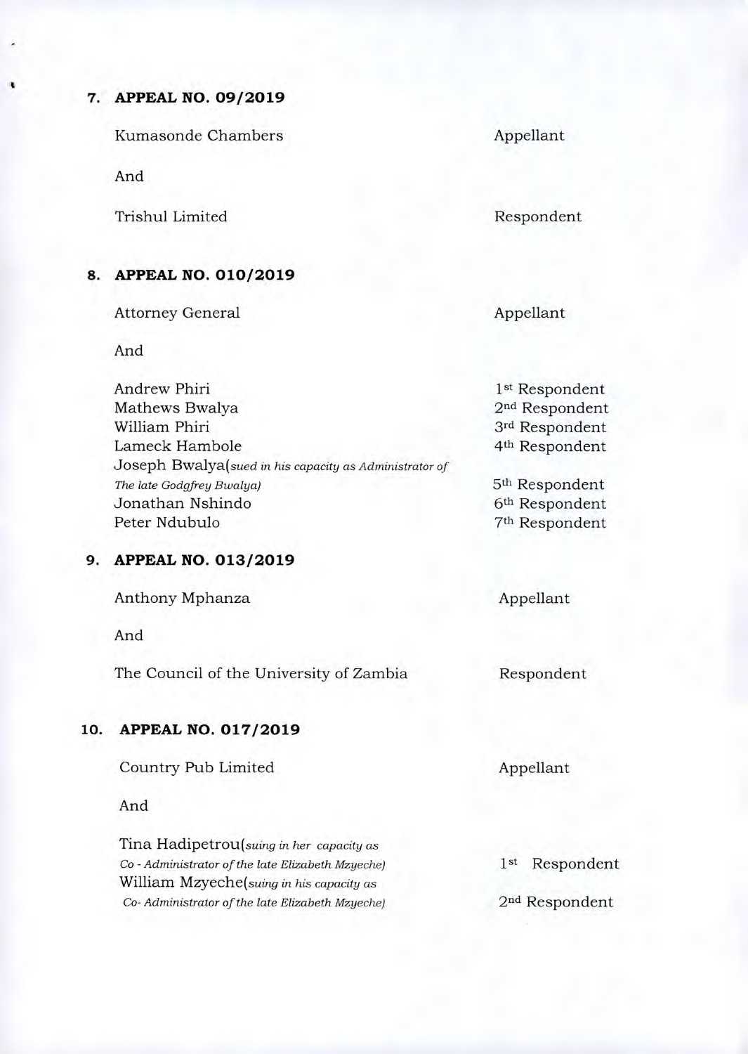7. **APPEAL NO. 09/2019**

| | |
|---|---|
| Kumasonde Chambers | Appellant |
| And | |
| Trishul Limited | Respondent |

8. **APPEAL NO. 010/2019**

| | |
|---|---|
| Attorney General | Appellant |
| And | |
| Andrew Phiri | 1st Respondent |
| Mathews Bwalya | 2nd Respondent |
| William Phiri | 3rd Respondent |
| Lameck Hambole | 4th Respondent |
| Joseph Bwalya(*sued in his capacity as Administrator of The late Godgfrey Bwalya)* | 5th Respondent |
| Jonathan Nshindo | 6th Respondent |
| Peter Ndubulo | 7th Respondent |

9. **APPEAL NO. 013/2019**

| | |
|---|---|
| Anthony Mphanza | Appellant |
| And | |
| The Council of the University of Zambia | Respondent |

10. **APPEAL NO. 017/2019**

| | |
|---|---|
| Country Pub Limited | Appellant |
| And | |
| Tina Hadipetrou(*suing in her capacity as Co - Administrator of the late Elizabeth Mzyeche)* | 1st Respondent |
| William Mzyeche(*suing in his capacity as Co- Administrator of the late Elizabeth Mzyeche)* | 2nd Respondent |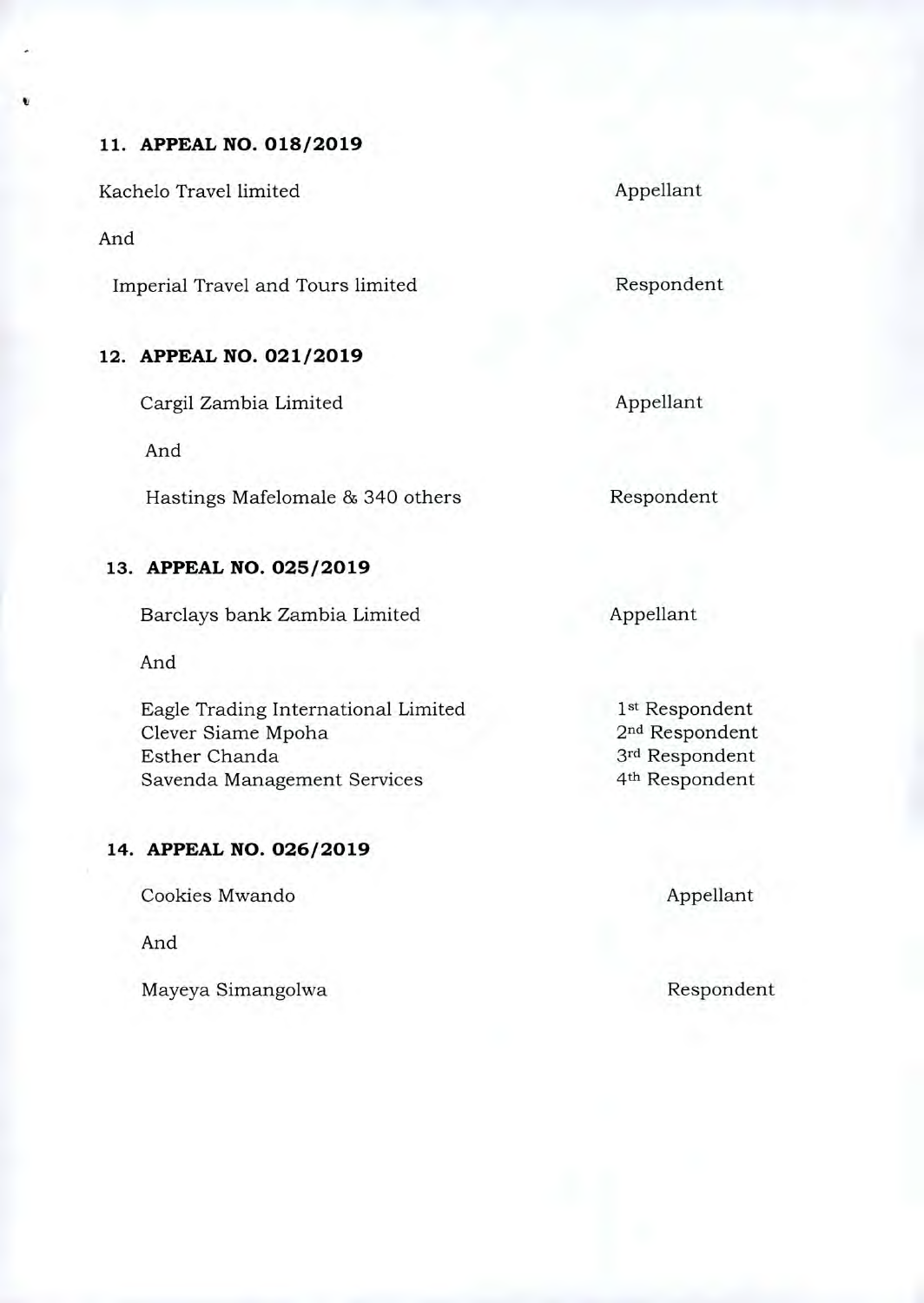**11. APPEAL NO. 018/2019**

| | |
|---|---|
| Kachelo Travel limited | Appellant |
| And | |
| Imperial Travel and Tours limited | Respondent |

**12. APPEAL NO. 021/2019**

| | |
|---|---|
| Cargil Zambia Limited | Appellant |
| And | |
| Hastings Mafelomale & 340 others | Respondent |

**13. APPEAL NO. 025/2019**

| | |
|---|---|
| Barclays bank Zambia Limited | Appellant |
| And | |
| Eagle Trading International Limited | 1st Respondent |
| Clever Siame Mpoha | 2nd Respondent |
| Esther Chanda | 3rd Respondent |
| Savenda Management Services | 4th Respondent |

**14. APPEAL NO. 026/2019**

| | |
|---|---|
| Cookies Mwando | Appellant |
| And | |
| Mayeya Simangolwa | Respondent |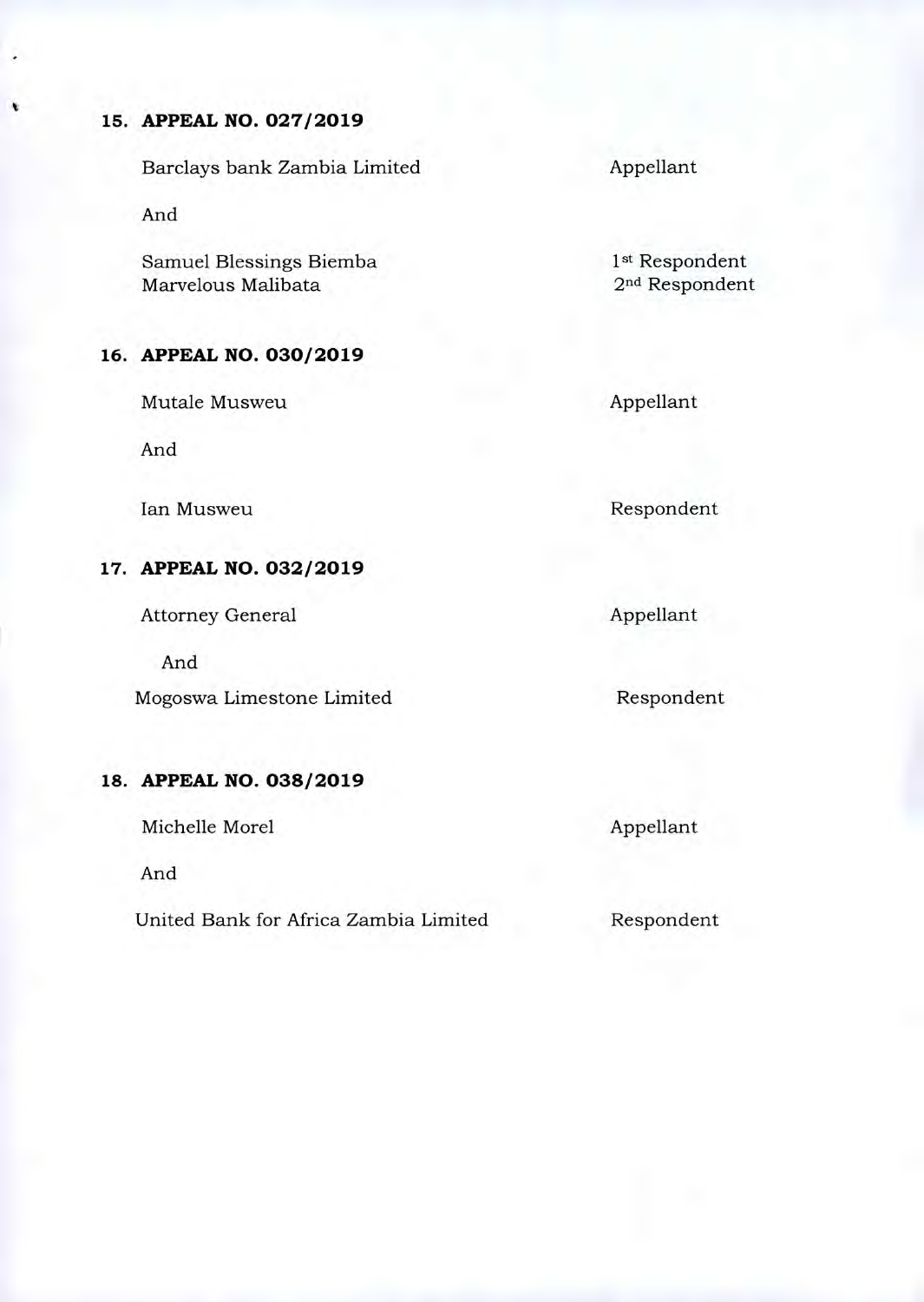**15. APPEAL NO. 027/2019**

| | |
|---|---|
| Barclays bank Zambia Limited | Appellant |
| And | |
| Samuel Blessings Biemba | 1st Respondent |
| Marvelous Malibata | 2nd Respondent |

**16. APPEAL NO. 030/2019**

| | |
|---|---|
| Mutale Musweu | Appellant |
| And | |
| Ian Musweu | Respondent |

**17. APPEAL NO. 032/2019**

| | |
|---|---|
| Attorney General | Appellant |
| And | |
| Mogoswa Limestone Limited | Respondent |

**18. APPEAL NO. 038/2019**

| | |
|---|---|
| Michelle Morel | Appellant |
| And | |
| United Bank for Africa Zambia Limited | Respondent |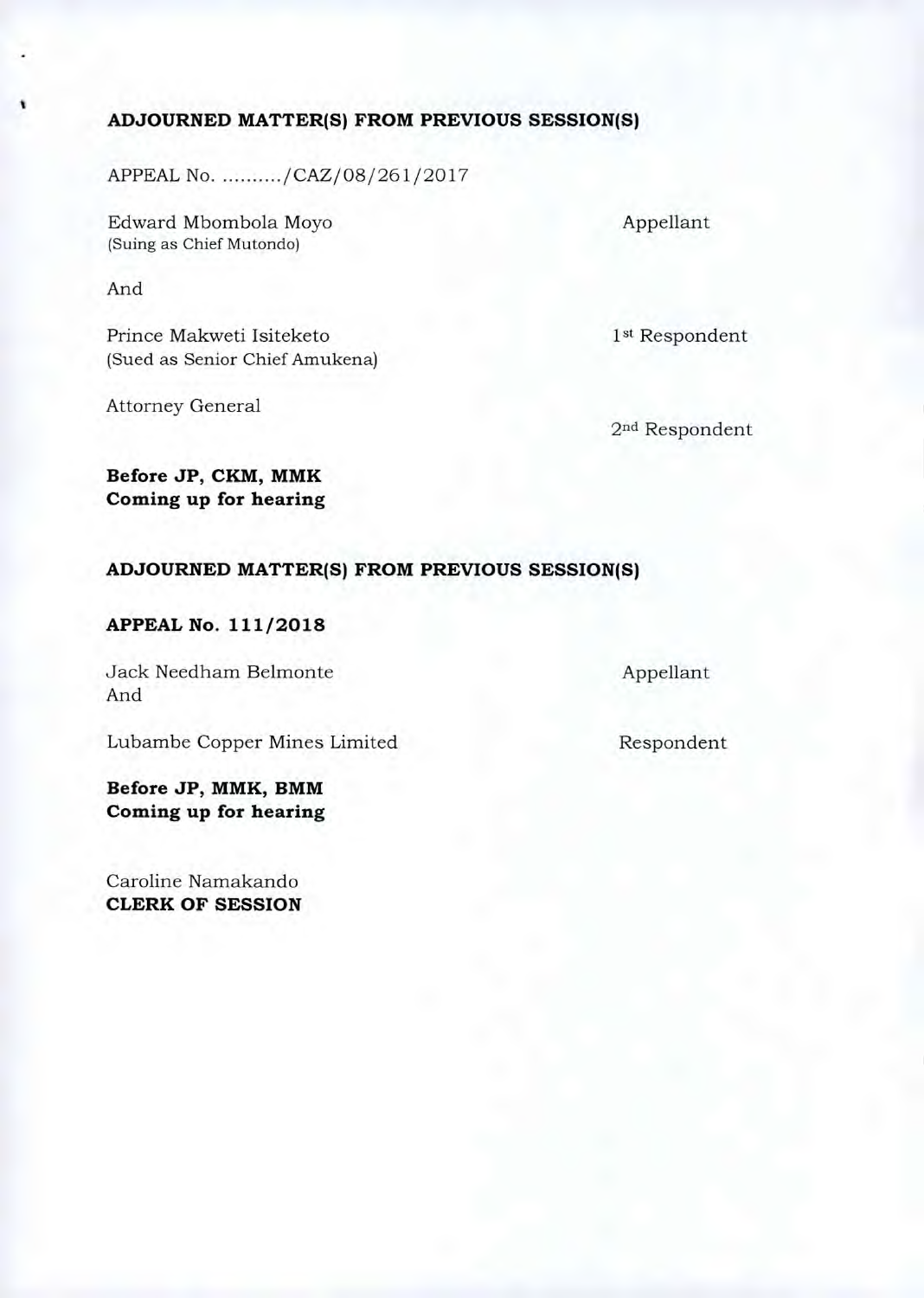**ADJOURNED MATTER(S) FROM PREVIOUS SESSION(S)**

APPEAL No. ........../CAZ/08/261/2017

Edward Mbombola Moyo (Suing as Chief Mutondo) — Appellant

And

Prince Makweti Isiteketo (Sued as Senior Chief Amukena) — 1st Respondent

Attorney General — 2nd Respondent

**Before JP, CKM, MMK**
**Coming up for hearing**

**ADJOURNED MATTER(S) FROM PREVIOUS SESSION(S)**

**APPEAL No. 111/2018**

Jack Needham Belmonte — Appellant
And

Lubambe Copper Mines Limited — Respondent

**Before JP, MMK, BMM**
**Coming up for hearing**

Caroline Namakando
**CLERK OF SESSION**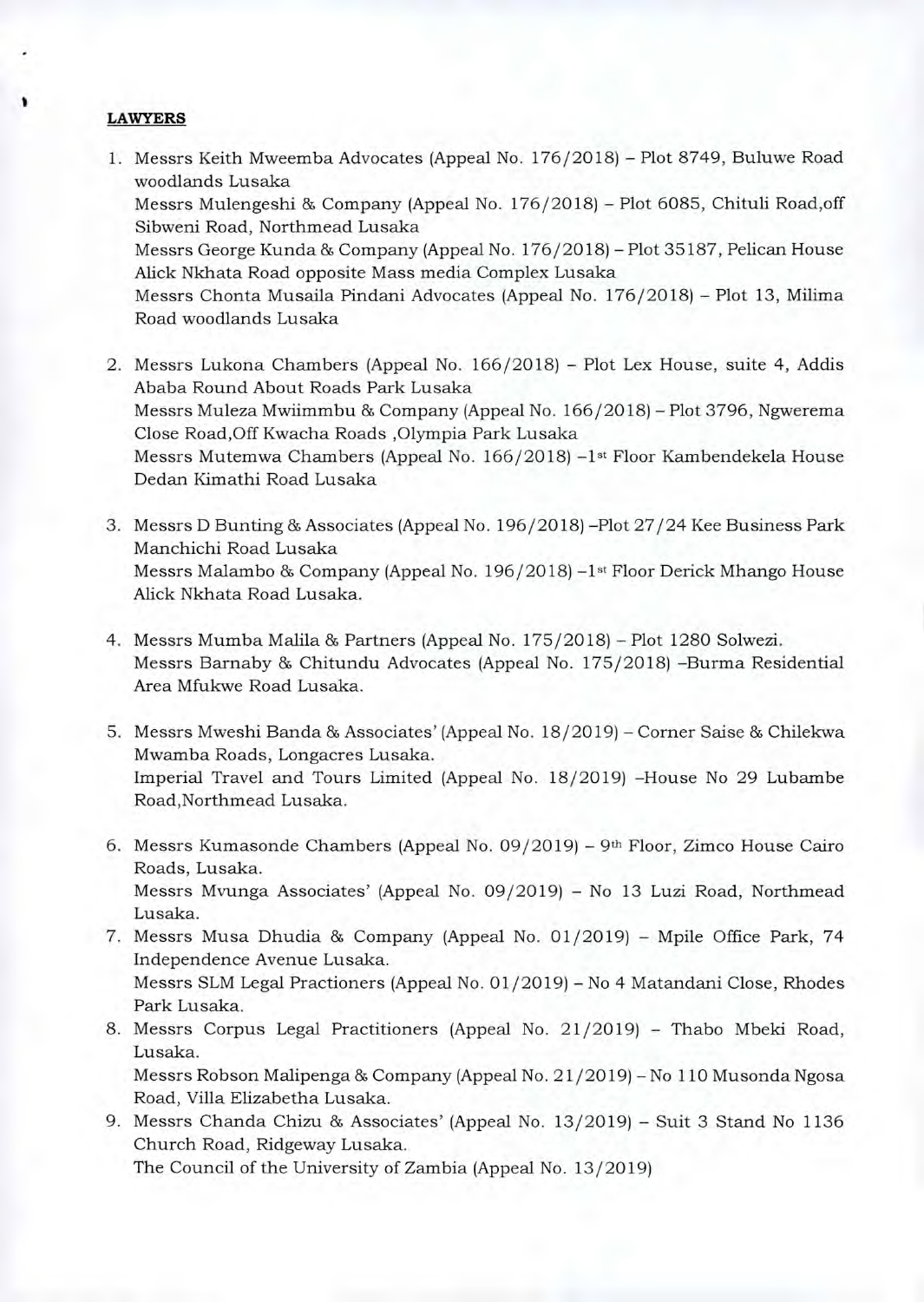**LAWYERS**

1. Messrs Keith Mweemba Advocates (Appeal No. 176/2018) – Plot 8749, Buluwe Road woodlands Lusaka
   Messrs Mulengeshi & Company (Appeal No. 176/2018) – Plot 6085, Chituli Road,off Sibweni Road, Northmead Lusaka
   Messrs George Kunda & Company (Appeal No. 176/2018) – Plot 35187, Pelican House Alick Nkhata Road opposite Mass media Complex Lusaka
   Messrs Chonta Musaila Pindani Advocates (Appeal No. 176/2018) – Plot 13, Milima Road woodlands Lusaka

2. Messrs Lukona Chambers (Appeal No. 166/2018) – Plot Lex House, suite 4, Addis Ababa Round About Roads Park Lusaka
   Messrs Muleza Mwiimmbu & Company (Appeal No. 166/2018) – Plot 3796, Ngwerema Close Road,Off Kwacha Roads ,Olympia Park Lusaka
   Messrs Mutemwa Chambers (Appeal No. 166/2018) –1st Floor Kambendekela House Dedan Kimathi Road Lusaka

3. Messrs D Bunting & Associates (Appeal No. 196/2018) –Plot 27/24 Kee Business Park Manchichi Road Lusaka
   Messrs Malambo & Company (Appeal No. 196/2018) –1st Floor Derick Mhango House Alick Nkhata Road Lusaka.

4. Messrs Mumba Malila & Partners (Appeal No. 175/2018) – Plot 1280 Solwezi.
   Messrs Barnaby & Chitundu Advocates (Appeal No. 175/2018) –Burma Residential Area Mfukwe Road Lusaka.

5. Messrs Mweshi Banda & Associates' (Appeal No. 18/2019) – Corner Saise & Chilekwa Mwamba Roads, Longacres Lusaka.
   Imperial Travel and Tours Limited (Appeal No. 18/2019) –House No 29 Lubambe Road,Northmead Lusaka.

6. Messrs Kumasonde Chambers (Appeal No. 09/2019) – 9th Floor, Zimco House Cairo Roads, Lusaka.
   Messrs Mvunga Associates' (Appeal No. 09/2019) – No 13 Luzi Road, Northmead Lusaka.

7. Messrs Musa Dhudia & Company (Appeal No. 01/2019) – Mpile Office Park, 74 Independence Avenue Lusaka.
   Messrs SLM Legal Practioners (Appeal No. 01/2019) – No 4 Matandani Close, Rhodes Park Lusaka.

8. Messrs Corpus Legal Practitioners (Appeal No. 21/2019) – Thabo Mbeki Road, Lusaka.
   Messrs Robson Malipenga & Company (Appeal No. 21/2019) – No 110 Musonda Ngosa Road, Villa Elizabetha Lusaka.

9. Messrs Chanda Chizu & Associates' (Appeal No. 13/2019) – Suit 3 Stand No 1136 Church Road, Ridgeway Lusaka.
   The Council of the University of Zambia (Appeal No. 13/2019)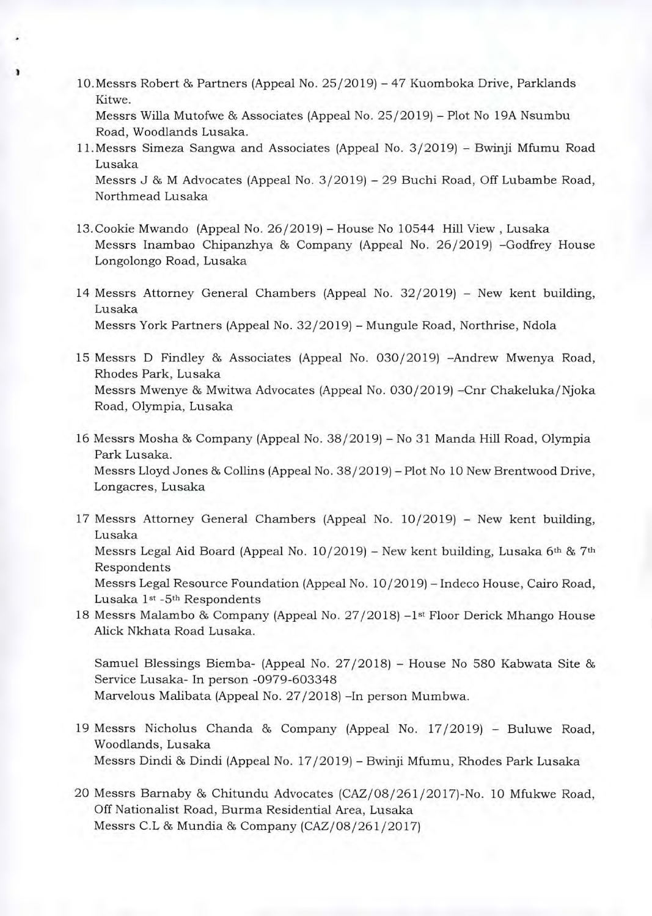10. Messrs Robert & Partners (Appeal No. 25/2019) – 47 Kuomboka Drive, Parklands Kitwe.
    Messrs Willa Mutofwe & Associates (Appeal No. 25/2019) – Plot No 19A Nsumbu Road, Woodlands Lusaka.
11. Messrs Simeza Sangwa and Associates (Appeal No. 3/2019) – Bwinji Mfumu Road Lusaka
    Messrs J & M Advocates (Appeal No. 3/2019) – 29 Buchi Road, Off Lubambe Road, Northmead Lusaka

13. Cookie Mwando (Appeal No. 26/2019) – House No 10544 Hill View, Lusaka
    Messrs Inambao Chipanzhya & Company (Appeal No. 26/2019) –Godfrey House Longolongo Road, Lusaka

14 Messrs Attorney General Chambers (Appeal No. 32/2019) – New kent building, Lusaka
   Messrs York Partners (Appeal No. 32/2019) – Mungule Road, Northrise, Ndola

15 Messrs D Findley & Associates (Appeal No. 030/2019) –Andrew Mwenya Road, Rhodes Park, Lusaka
   Messrs Mwenye & Mwitwa Advocates (Appeal No. 030/2019) –Cnr Chakeluka/Njoka Road, Olympia, Lusaka

16 Messrs Mosha & Company (Appeal No. 38/2019) – No 31 Manda Hill Road, Olympia Park Lusaka.
   Messrs Lloyd Jones & Collins (Appeal No. 38/2019) – Plot No 10 New Brentwood Drive, Longacres, Lusaka

17 Messrs Attorney General Chambers (Appeal No. 10/2019) – New kent building, Lusaka
   Messrs Legal Aid Board (Appeal No. 10/2019) – New kent building, Lusaka 6th & 7th Respondents
   Messrs Legal Resource Foundation (Appeal No. 10/2019) – Indeco House, Cairo Road, Lusaka 1st -5th Respondents
18 Messrs Malambo & Company (Appeal No. 27/2018) –1st Floor Derick Mhango House Alick Nkhata Road Lusaka.

   Samuel Blessings Biemba- (Appeal No. 27/2018) – House No 580 Kabwata Site & Service Lusaka- In person -0979-603348
   Marvelous Malibata (Appeal No. 27/2018) –In person Mumbwa.

19 Messrs Nicholus Chanda & Company (Appeal No. 17/2019) – Buluwe Road, Woodlands, Lusaka
   Messrs Dindi & Dindi (Appeal No. 17/2019) – Bwinji Mfumu, Rhodes Park Lusaka

20 Messrs Barnaby & Chitundu Advocates (CAZ/08/261/2017)-No. 10 Mfukwe Road, Off Nationalist Road, Burma Residential Area, Lusaka
   Messrs C.L & Mundia & Company (CAZ/08/261/2017)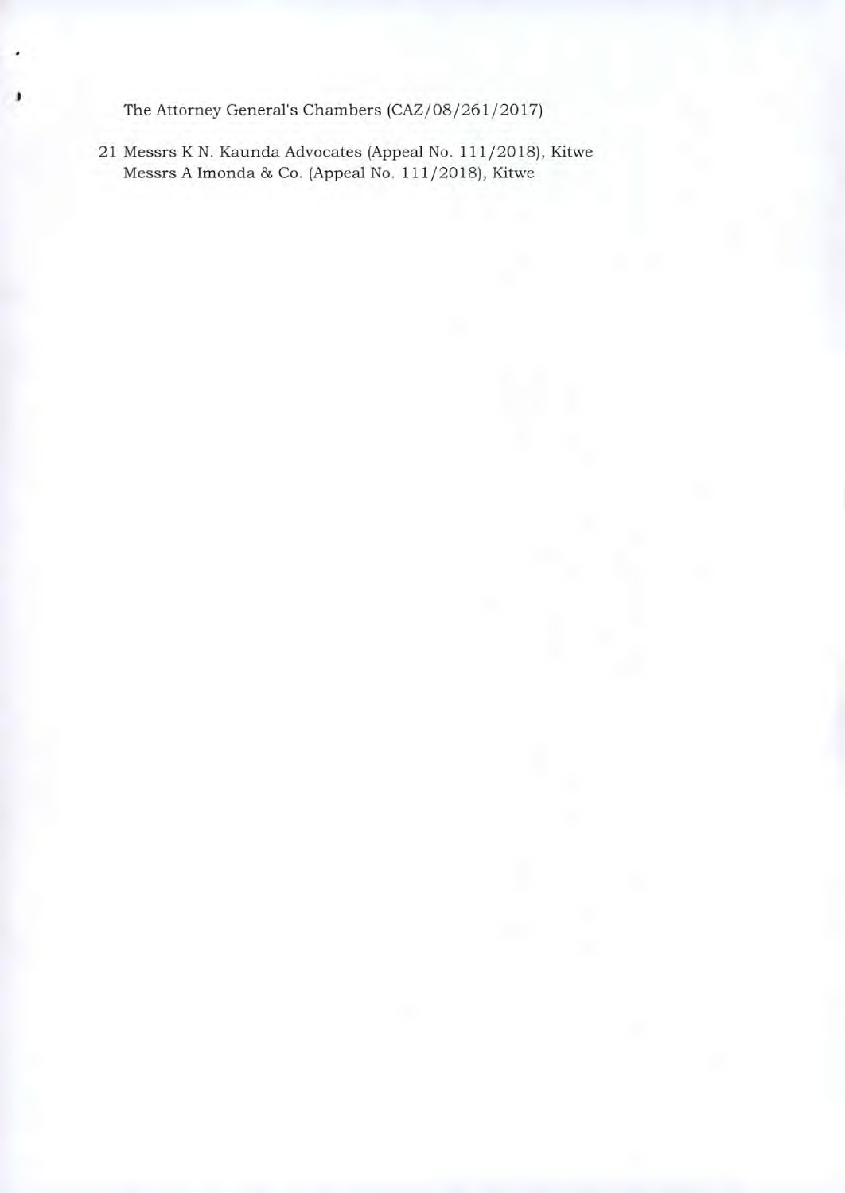The Attorney General's Chambers (CAZ/08/261/2017)

21 Messrs K N. Kaunda Advocates (Appeal No. 111/2018), Kitwe
Messrs A Imonda & Co. (Appeal No. 111/2018), Kitwe